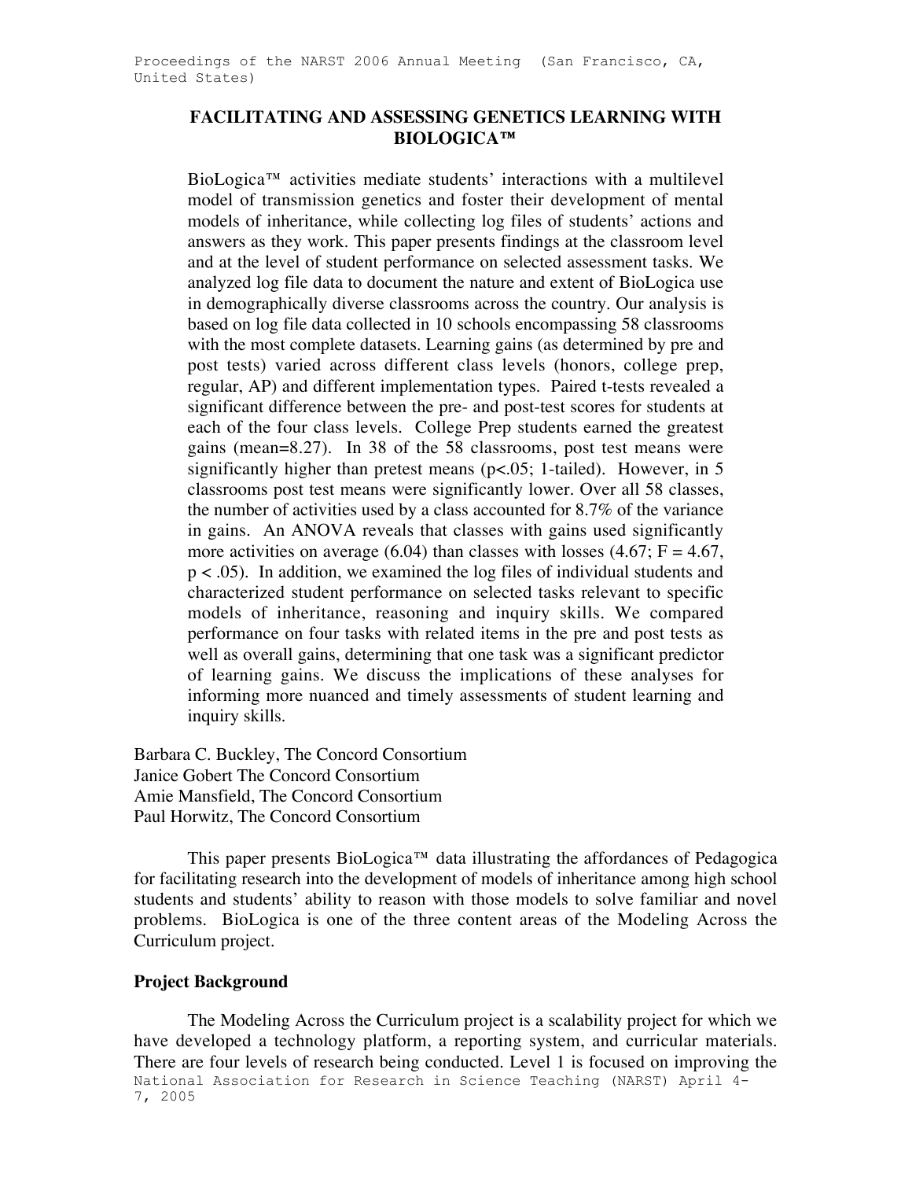# FACILITATING AND ASSESSING GENETICS LEARNING WITH BIOLOGICA™

BioLogica™ activities mediate students' interactions with a multilevel model of transmission genetics and foster their development of mental models of inheritance, while collecting log files of students' actions and answers as they work. This paper presents findings at the classroom level and at the level of student performance on selected assessment tasks. We analyzed log file data to document the nature and extent of BioLogica use in demographically diverse classrooms across the country. Our analysis is based on log file data collected in 10 schools encompassing 58 classrooms with the most complete datasets. Learning gains (as determined by pre and post tests) varied across different class levels (honors, college prep, regular, AP) and different implementation types. Paired t-tests revealed a significant difference between the pre- and post-test scores for students at each of the four class levels. College Prep students earned the greatest gains (mean=8.27). In 38 of the 58 classrooms, post test means were significantly higher than pretest means ($p<.05$; 1-tailed). However, in 5 classrooms post test means were significantly lower. Over all 58 classes, the number of activities used by a class accounted for 8.7% of the variance in gains. An ANOVA reveals that classes with gains used significantly more activities on average (6.04) than classes with losses (4.67; $F = 4.67$, $p < .05$). In addition, we examined the log files of individual students and characterized student performance on selected tasks relevant to specific models of inheritance, reasoning and inquiry skills. We compared performance on four tasks with related items in the pre and post tests as well as overall gains, determining that one task was a significant predictor of learning gains. We discuss the implications of these analyses for informing more nuanced and timely assessments of student learning and inquiry skills.

Barbara C. Buckley, The Concord Consortium
Janice Gobert The Concord Consortium
Amie Mansfield, The Concord Consortium
Paul Horwitz, The Concord Consortium

This paper presents BioLogica™ data illustrating the affordances of Pedagogica for facilitating research into the development of models of inheritance among high school students and students' ability to reason with those models to solve familiar and novel problems. BioLogica is one of the three content areas of the Modeling Across the Curriculum project.

## Project Background

The Modeling Across the Curriculum project is a scalability project for which we have developed a technology platform, a reporting system, and curricular materials. There are four levels of research being conducted. Level 1 is focused on improving the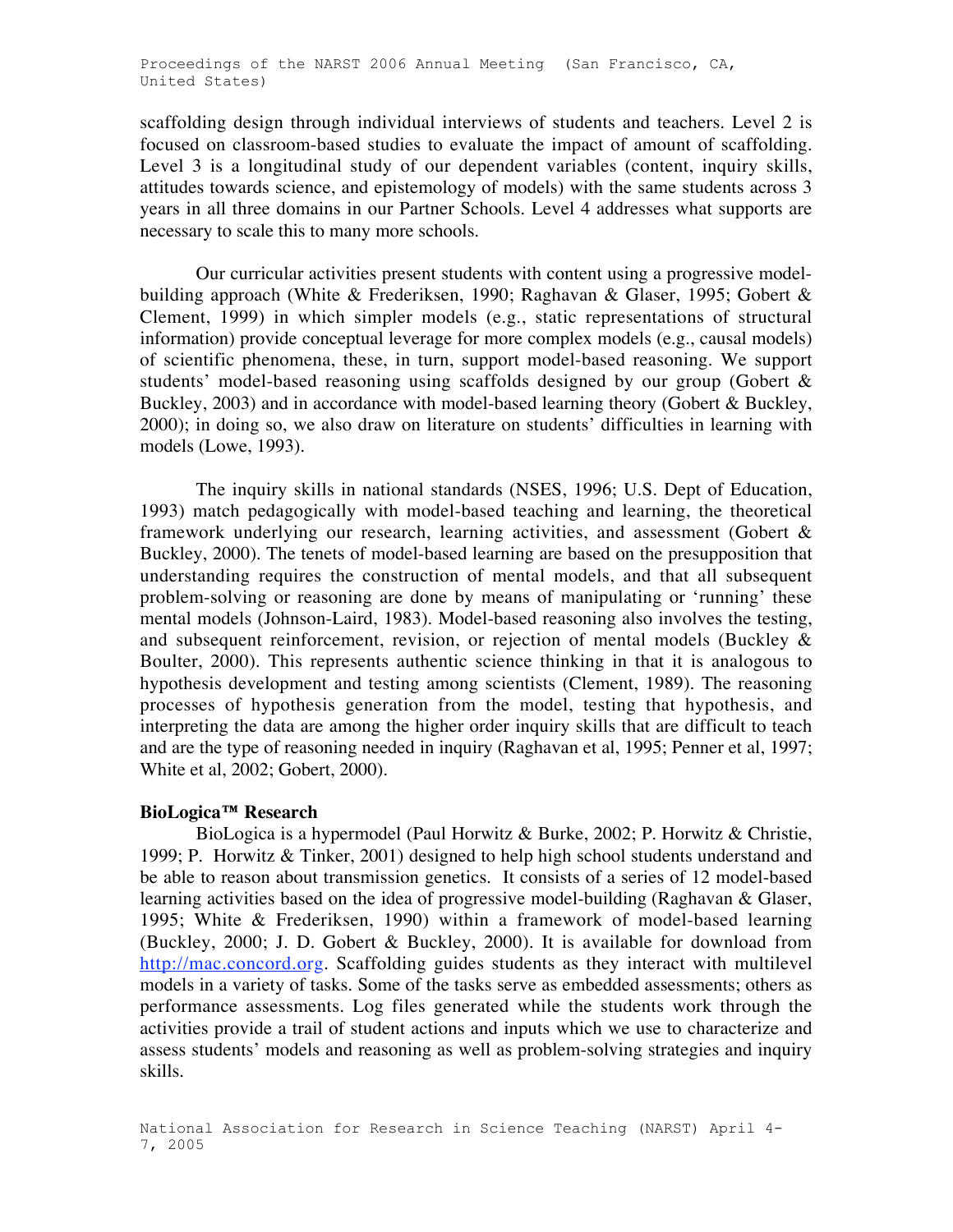scaffolding design through individual interviews of students and teachers. Level 2 is focused on classroom-based studies to evaluate the impact of amount of scaffolding. Level 3 is a longitudinal study of our dependent variables (content, inquiry skills, attitudes towards science, and epistemology of models) with the same students across 3 years in all three domains in our Partner Schools. Level 4 addresses what supports are necessary to scale this to many more schools.

Our curricular activities present students with content using a progressive model-building approach (White & Frederiksen, 1990; Raghavan & Glaser, 1995; Gobert & Clement, 1999) in which simpler models (e.g., static representations of structural information) provide conceptual leverage for more complex models (e.g., causal models) of scientific phenomena, these, in turn, support model-based reasoning. We support students' model-based reasoning using scaffolds designed by our group (Gobert & Buckley, 2003) and in accordance with model-based learning theory (Gobert & Buckley, 2000); in doing so, we also draw on literature on students' difficulties in learning with models (Lowe, 1993).

The inquiry skills in national standards (NSES, 1996; U.S. Dept of Education, 1993) match pedagogically with model-based teaching and learning, the theoretical framework underlying our research, learning activities, and assessment (Gobert & Buckley, 2000). The tenets of model-based learning are based on the presupposition that understanding requires the construction of mental models, and that all subsequent problem-solving or reasoning are done by means of manipulating or 'running' these mental models (Johnson-Laird, 1983). Model-based reasoning also involves the testing, and subsequent reinforcement, revision, or rejection of mental models (Buckley & Boulter, 2000). This represents authentic science thinking in that it is analogous to hypothesis development and testing among scientists (Clement, 1989). The reasoning processes of hypothesis generation from the model, testing that hypothesis, and interpreting the data are among the higher order inquiry skills that are difficult to teach and are the type of reasoning needed in inquiry (Raghavan et al, 1995; Penner et al, 1997; White et al, 2002; Gobert, 2000).

**BioLogica™ Research**

BioLogica is a hypermodel (Paul Horwitz & Burke, 2002; P. Horwitz & Christie, 1999; P. Horwitz & Tinker, 2001) designed to help high school students understand and be able to reason about transmission genetics. It consists of a series of 12 model-based learning activities based on the idea of progressive model-building (Raghavan & Glaser, 1995; White & Frederiksen, 1990) within a framework of model-based learning (Buckley, 2000; J. D. Gobert & Buckley, 2000). It is available for download from http://mac.concord.org. Scaffolding guides students as they interact with multilevel models in a variety of tasks. Some of the tasks serve as embedded assessments; others as performance assessments. Log files generated while the students work through the activities provide a trail of student actions and inputs which we use to characterize and assess students' models and reasoning as well as problem-solving strategies and inquiry skills.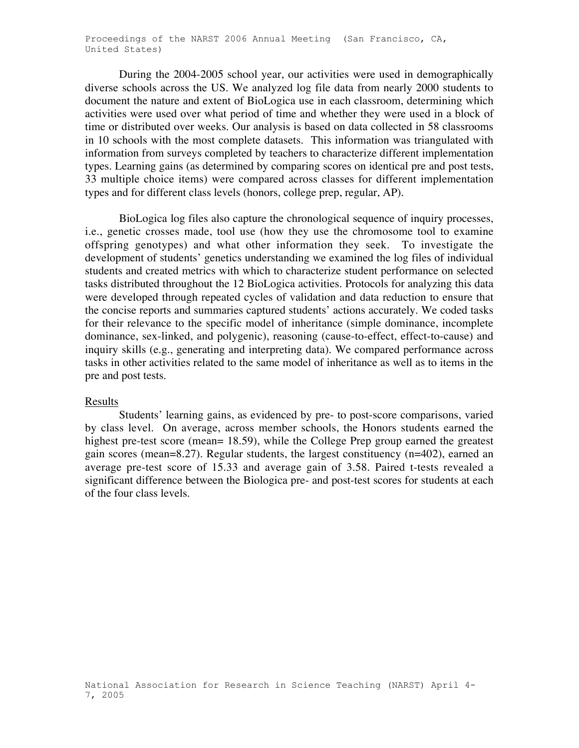During the 2004-2005 school year, our activities were used in demographically diverse schools across the US. We analyzed log file data from nearly 2000 students to document the nature and extent of BioLogica use in each classroom, determining which activities were used over what period of time and whether they were used in a block of time or distributed over weeks. Our analysis is based on data collected in 58 classrooms in 10 schools with the most complete datasets. This information was triangulated with information from surveys completed by teachers to characterize different implementation types. Learning gains (as determined by comparing scores on identical pre and post tests, 33 multiple choice items) were compared across classes for different implementation types and for different class levels (honors, college prep, regular, AP).

BioLogica log files also capture the chronological sequence of inquiry processes, i.e., genetic crosses made, tool use (how they use the chromosome tool to examine offspring genotypes) and what other information they seek. To investigate the development of students' genetics understanding we examined the log files of individual students and created metrics with which to characterize student performance on selected tasks distributed throughout the 12 BioLogica activities. Protocols for analyzing this data were developed through repeated cycles of validation and data reduction to ensure that the concise reports and summaries captured students' actions accurately. We coded tasks for their relevance to the specific model of inheritance (simple dominance, incomplete dominance, sex-linked, and polygenic), reasoning (cause-to-effect, effect-to-cause) and inquiry skills (e.g., generating and interpreting data). We compared performance across tasks in other activities related to the same model of inheritance as well as to items in the pre and post tests.

## Results

Students' learning gains, as evidenced by pre- to post-score comparisons, varied by class level. On average, across member schools, the Honors students earned the highest pre-test score (mean= 18.59), while the College Prep group earned the greatest gain scores (mean=8.27). Regular students, the largest constituency (n=402), earned an average pre-test score of 15.33 and average gain of 3.58. Paired t-tests revealed a significant difference between the Biologica pre- and post-test scores for students at each of the four class levels.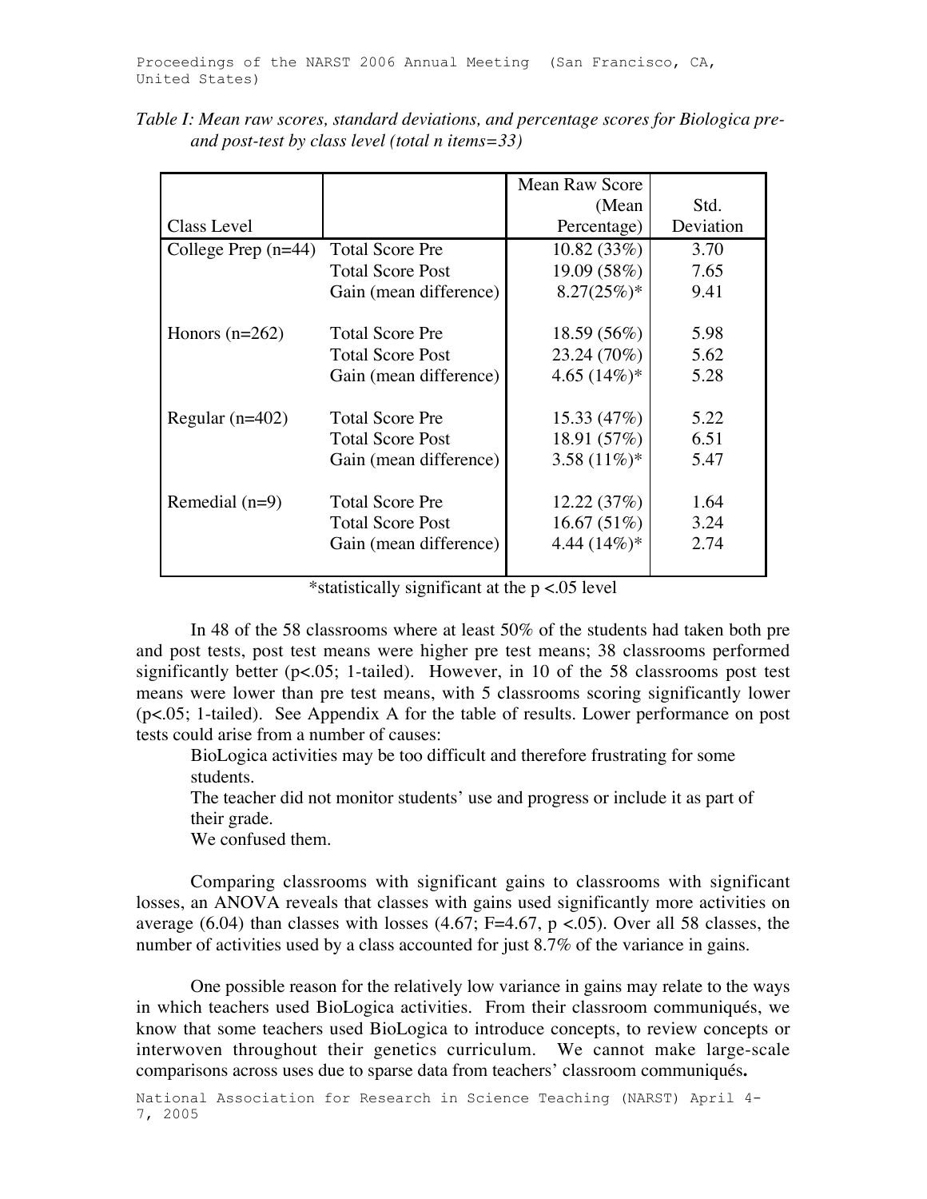*Table I: Mean raw scores, standard deviations, and percentage scores for Biologica pre- and post-test by class level (total n items=33)*

| Class Level | | Mean Raw Score (Mean Percentage) | Std. Deviation |
|---|---|---|---|
| College Prep (n=44) | Total Score Pre | 10.82 (33%) | 3.70 |
| | Total Score Post | 19.09 (58%) | 7.65 |
| | Gain (mean difference) | 8.27(25%)* | 9.41 |
| Honors (n=262) | Total Score Pre | 18.59 (56%) | 5.98 |
| | Total Score Post | 23.24 (70%) | 5.62 |
| | Gain (mean difference) | 4.65 (14%)* | 5.28 |
| Regular (n=402) | Total Score Pre | 15.33 (47%) | 5.22 |
| | Total Score Post | 18.91 (57%) | 6.51 |
| | Gain (mean difference) | 3.58 (11%)* | 5.47 |
| Remedial (n=9) | Total Score Pre | 12.22 (37%) | 1.64 |
| | Total Score Post | 16.67 (51%) | 3.24 |
| | Gain (mean difference) | 4.44 (14%)* | 2.74 |

*statistically significant at the $p < .05$ level

In 48 of the 58 classrooms where at least 50% of the students had taken both pre and post tests, post test means were higher pre test means; 38 classrooms performed significantly better ($p < .05$; 1-tailed). However, in 10 of the 58 classrooms post test means were lower than pre test means, with 5 classrooms scoring significantly lower ($p < .05$; 1-tailed). See Appendix A for the table of results. Lower performance on post tests could arise from a number of causes:

BioLogica activities may be too difficult and therefore frustrating for some students.

The teacher did not monitor students' use and progress or include it as part of their grade.

We confused them.

Comparing classrooms with significant gains to classrooms with significant losses, an ANOVA reveals that classes with gains used significantly more activities on average (6.04) than classes with losses (4.67; $F=4.67$, $p < .05$). Over all 58 classes, the number of activities used by a class accounted for just 8.7% of the variance in gains.

One possible reason for the relatively low variance in gains may relate to the ways in which teachers used BioLogica activities. From their classroom communiqués, we know that some teachers used BioLogica to introduce concepts, to review concepts or interwoven throughout their genetics curriculum. We cannot make large-scale comparisons across uses due to sparse data from teachers' classroom communiqués.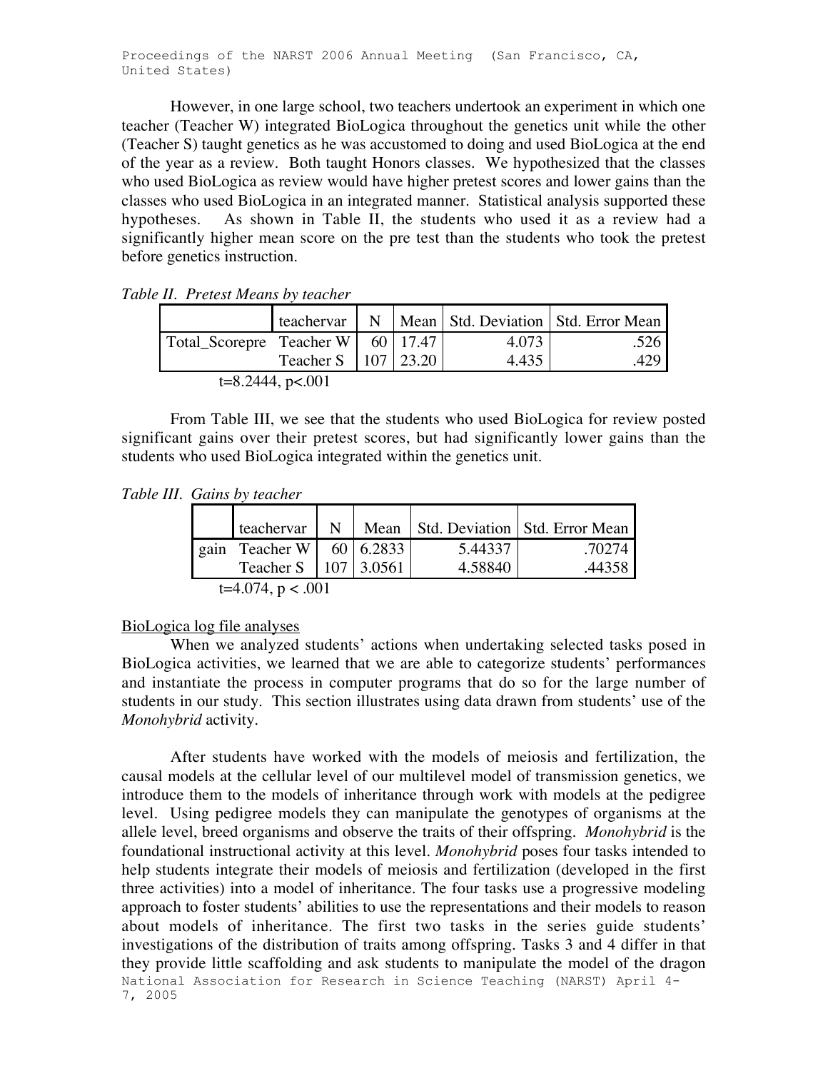However, in one large school, two teachers undertook an experiment in which one teacher (Teacher W) integrated BioLogica throughout the genetics unit while the other (Teacher S) taught genetics as he was accustomed to doing and used BioLogica at the end of the year as a review. Both taught Honors classes. We hypothesized that the classes who used BioLogica as review would have higher pretest scores and lower gains than the classes who used BioLogica in an integrated manner. Statistical analysis supported these hypotheses. As shown in Table II, the students who used it as a review had a significantly higher mean score on the pre test than the students who took the pretest before genetics instruction.

*Table II. Pretest Means by teacher*

| | teachervar | N | Mean | Std. Deviation | Std. Error Mean |
|---|---|---|---|---|---|
| Total_Scorepre | Teacher W | 60 | 17.47 | 4.073 | .526 |
| | Teacher S | 107 | 23.20 | 4.435 | .429 |

t=8.2444, p<.001

From Table III, we see that the students who used BioLogica for review posted significant gains over their pretest scores, but had significantly lower gains than the students who used BioLogica integrated within the genetics unit.

*Table III. Gains by teacher*

| | teachervar | N | Mean | Std. Deviation | Std. Error Mean |
|---|---|---|---|---|---|
| gain | Teacher W | 60 | 6.2833 | 5.44337 | .70274 |
| | Teacher S | 107 | 3.0561 | 4.58840 | .44358 |

t=4.074, p < .001

BioLogica log file analyses

When we analyzed students' actions when undertaking selected tasks posed in BioLogica activities, we learned that we are able to categorize students' performances and instantiate the process in computer programs that do so for the large number of students in our study. This section illustrates using data drawn from students' use of the *Monohybrid* activity.

After students have worked with the models of meiosis and fertilization, the causal models at the cellular level of our multilevel model of transmission genetics, we introduce them to the models of inheritance through work with models at the pedigree level. Using pedigree models they can manipulate the genotypes of organisms at the allele level, breed organisms and observe the traits of their offspring. *Monohybrid* is the foundational instructional activity at this level. *Monohybrid* poses four tasks intended to help students integrate their models of meiosis and fertilization (developed in the first three activities) into a model of inheritance. The four tasks use a progressive modeling approach to foster students' abilities to use the representations and their models to reason about models of inheritance. The first two tasks in the series guide students' investigations of the distribution of traits among offspring. Tasks 3 and 4 differ in that they provide little scaffolding and ask students to manipulate the model of the dragon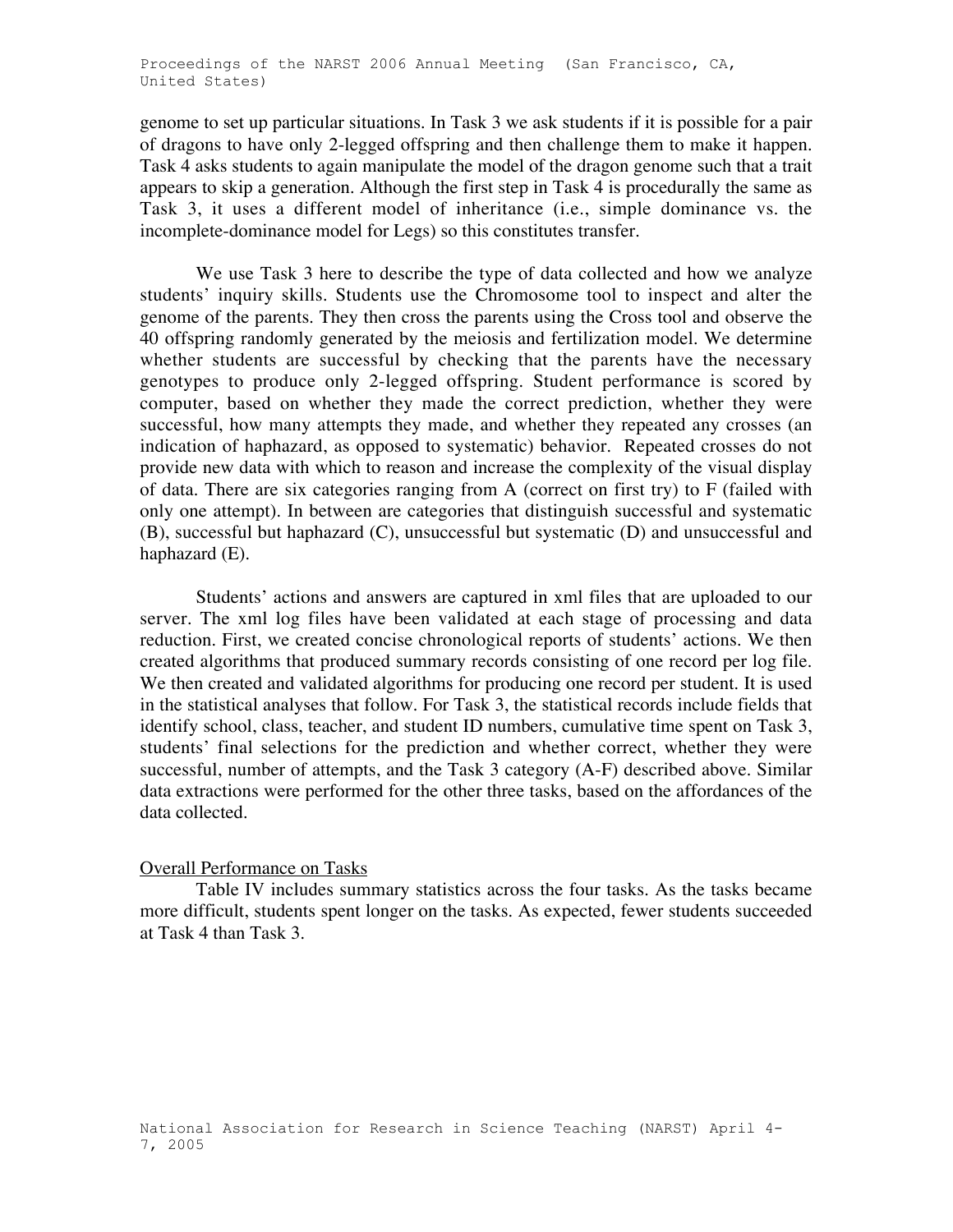genome to set up particular situations. In Task 3 we ask students if it is possible for a pair of dragons to have only 2-legged offspring and then challenge them to make it happen. Task 4 asks students to again manipulate the model of the dragon genome such that a trait appears to skip a generation. Although the first step in Task 4 is procedurally the same as Task 3, it uses a different model of inheritance (i.e., simple dominance vs. the incomplete-dominance model for Legs) so this constitutes transfer.

We use Task 3 here to describe the type of data collected and how we analyze students' inquiry skills. Students use the Chromosome tool to inspect and alter the genome of the parents. They then cross the parents using the Cross tool and observe the 40 offspring randomly generated by the meiosis and fertilization model. We determine whether students are successful by checking that the parents have the necessary genotypes to produce only 2-legged offspring. Student performance is scored by computer, based on whether they made the correct prediction, whether they were successful, how many attempts they made, and whether they repeated any crosses (an indication of haphazard, as opposed to systematic) behavior. Repeated crosses do not provide new data with which to reason and increase the complexity of the visual display of data. There are six categories ranging from A (correct on first try) to F (failed with only one attempt). In between are categories that distinguish successful and systematic (B), successful but haphazard (C), unsuccessful but systematic (D) and unsuccessful and haphazard (E).

Students' actions and answers are captured in xml files that are uploaded to our server. The xml log files have been validated at each stage of processing and data reduction. First, we created concise chronological reports of students' actions. We then created algorithms that produced summary records consisting of one record per log file. We then created and validated algorithms for producing one record per student. It is used in the statistical analyses that follow. For Task 3, the statistical records include fields that identify school, class, teacher, and student ID numbers, cumulative time spent on Task 3, students' final selections for the prediction and whether correct, whether they were successful, number of attempts, and the Task 3 category (A-F) described above. Similar data extractions were performed for the other three tasks, based on the affordances of the data collected.

## Overall Performance on Tasks

Table IV includes summary statistics across the four tasks. As the tasks became more difficult, students spent longer on the tasks. As expected, fewer students succeeded at Task 4 than Task 3.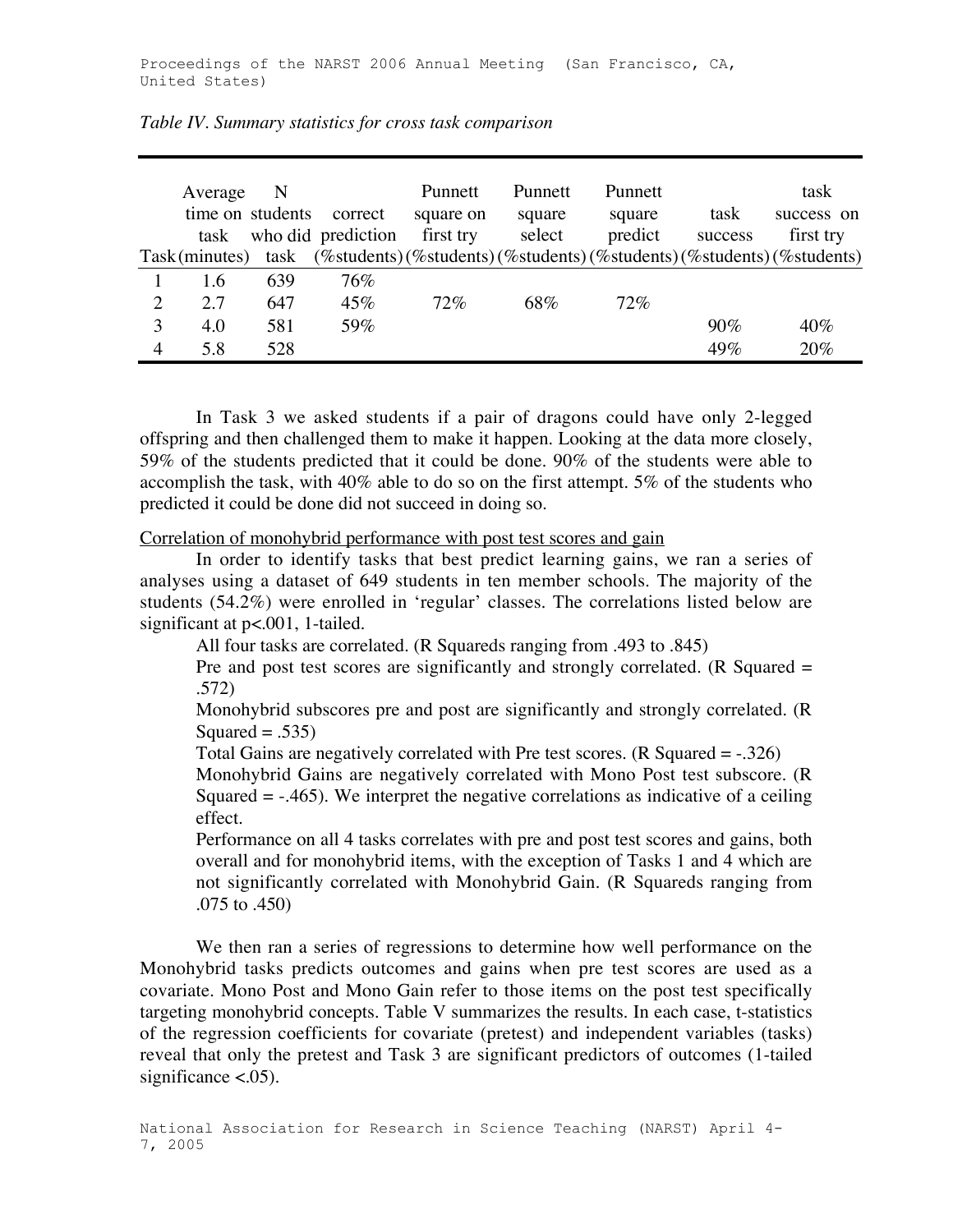*Table IV. Summary statistics for cross task comparison*

| Task | Average time on task (minutes) | N students who did task | correct prediction (%students) | Punnett square on first try (%students) | Punnett square select (%students) | Punnett square predict (%students) | task success (%students) | task success on first try (%students) |
|---|---|---|---|---|---|---|---|---|
| 1 | 1.6 | 639 | 76% | | | | | |
| 2 | 2.7 | 647 | 45% | 72% | 68% | 72% | | |
| 3 | 4.0 | 581 | 59% | | | | 90% | 40% |
| 4 | 5.8 | 528 | | | | | 49% | 20% |

In Task 3 we asked students if a pair of dragons could have only 2-legged offspring and then challenged them to make it happen. Looking at the data more closely, 59% of the students predicted that it could be done. 90% of the students were able to accomplish the task, with 40% able to do so on the first attempt. 5% of the students who predicted it could be done did not succeed in doing so.

Correlation of monohybrid performance with post test scores and gain

In order to identify tasks that best predict learning gains, we ran a series of analyses using a dataset of 649 students in ten member schools. The majority of the students (54.2%) were enrolled in 'regular' classes. The correlations listed below are significant at $p<.001$, 1-tailed.

All four tasks are correlated. (R Squareds ranging from .493 to .845)

Pre and post test scores are significantly and strongly correlated. (R Squared = .572)

Monohybrid subscores pre and post are significantly and strongly correlated. (R Squared = .535)

Total Gains are negatively correlated with Pre test scores. (R Squared = -.326)

Monohybrid Gains are negatively correlated with Mono Post test subscore. (R Squared = -.465). We interpret the negative correlations as indicative of a ceiling effect.

Performance on all 4 tasks correlates with pre and post test scores and gains, both overall and for monohybrid items, with the exception of Tasks 1 and 4 which are not significantly correlated with Monohybrid Gain. (R Squareds ranging from .075 to .450)

We then ran a series of regressions to determine how well performance on the Monohybrid tasks predicts outcomes and gains when pre test scores are used as a covariate. Mono Post and Mono Gain refer to those items on the post test specifically targeting monohybrid concepts. Table V summarizes the results. In each case, t-statistics of the regression coefficients for covariate (pretest) and independent variables (tasks) reveal that only the pretest and Task 3 are significant predictors of outcomes (1-tailed significance <.05).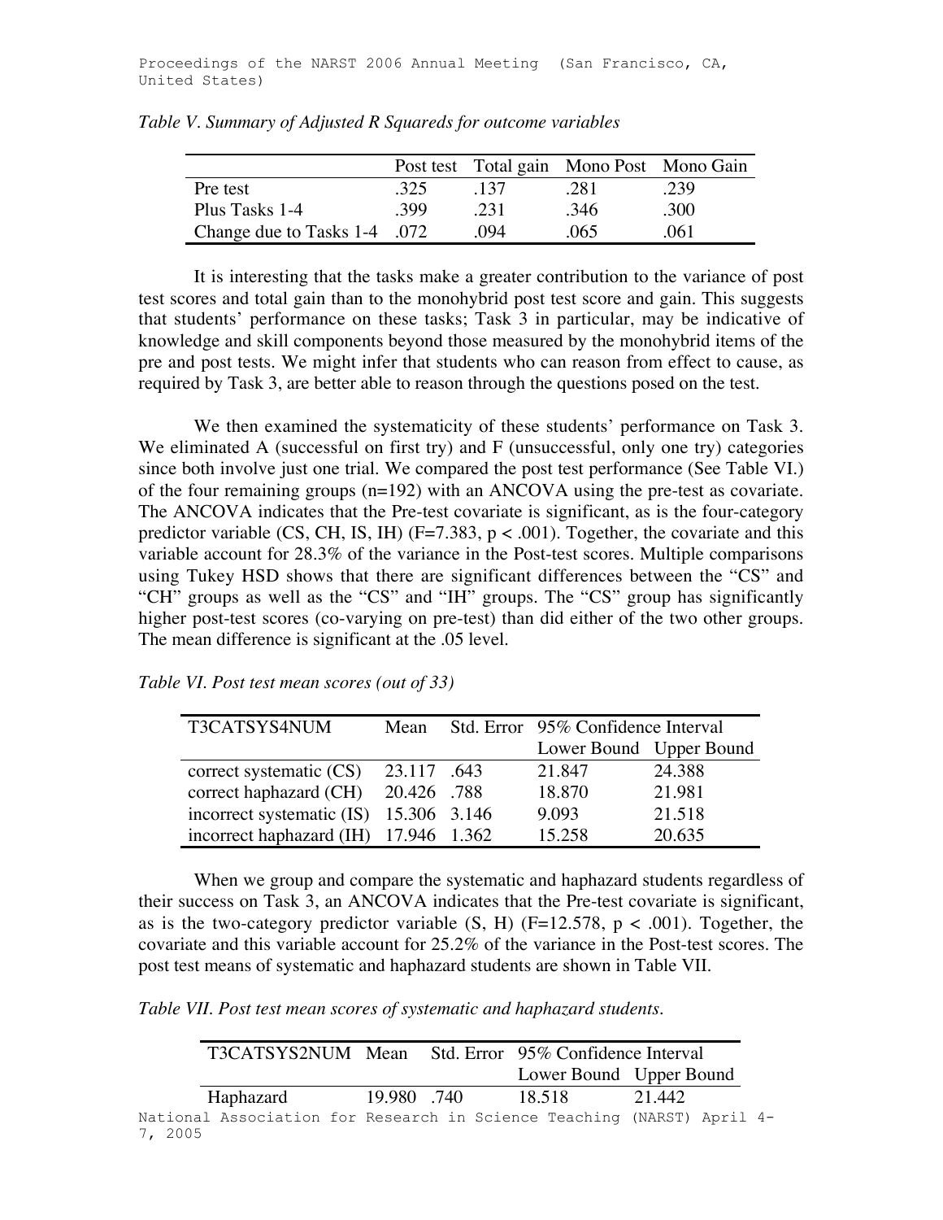*Table V. Summary of Adjusted R Squareds for outcome variables*

| | Post test | Total gain | Mono Post | Mono Gain |
|---|---|---|---|---|
| Pre test | .325 | .137 | .281 | .239 |
| Plus Tasks 1-4 | .399 | .231 | .346 | .300 |
| Change due to Tasks 1-4 | .072 | .094 | .065 | .061 |

It is interesting that the tasks make a greater contribution to the variance of post test scores and total gain than to the monohybrid post test score and gain. This suggests that students' performance on these tasks; Task 3 in particular, may be indicative of knowledge and skill components beyond those measured by the monohybrid items of the pre and post tests. We might infer that students who can reason from effect to cause, as required by Task 3, are better able to reason through the questions posed on the test.

We then examined the systematicity of these students' performance on Task 3. We eliminated A (successful on first try) and F (unsuccessful, only one try) categories since both involve just one trial. We compared the post test performance (See Table VI.) of the four remaining groups (n=192) with an ANCOVA using the pre-test as covariate. The ANCOVA indicates that the Pre-test covariate is significant, as is the four-category predictor variable (CS, CH, IS, IH) ($F=7.383$, $p < .001$). Together, the covariate and this variable account for 28.3% of the variance in the Post-test scores. Multiple comparisons using Tukey HSD shows that there are significant differences between the "CS" and "CH" groups as well as the "CS" and "IH" groups. The "CS" group has significantly higher post-test scores (co-varying on pre-test) than did either of the two other groups. The mean difference is significant at the .05 level.

*Table VI. Post test mean scores (out of 33)*

| T3CATSYS4NUM | Mean | Std. Error | 95% Confidence Interval | |
|---|---|---|---|---|
| | | | Lower Bound | Upper Bound |
| correct systematic (CS) | 23.117 | .643 | 21.847 | 24.388 |
| correct haphazard (CH) | 20.426 | .788 | 18.870 | 21.981 |
| incorrect systematic (IS) | 15.306 | 3.146 | 9.093 | 21.518 |
| incorrect haphazard (IH) | 17.946 | 1.362 | 15.258 | 20.635 |

When we group and compare the systematic and haphazard students regardless of their success on Task 3, an ANCOVA indicates that the Pre-test covariate is significant, as is the two-category predictor variable (S, H) ($F=12.578$, $p < .001$). Together, the covariate and this variable account for 25.2% of the variance in the Post-test scores. The post test means of systematic and haphazard students are shown in Table VII.

*Table VII. Post test mean scores of systematic and haphazard students.*

| T3CATSYS2NUM | Mean | Std. Error | 95% Confidence Interval | |
|---|---|---|---|---|
| | | | Lower Bound | Upper Bound |
| Haphazard | 19.980 | .740 | 18.518 | 21.442 |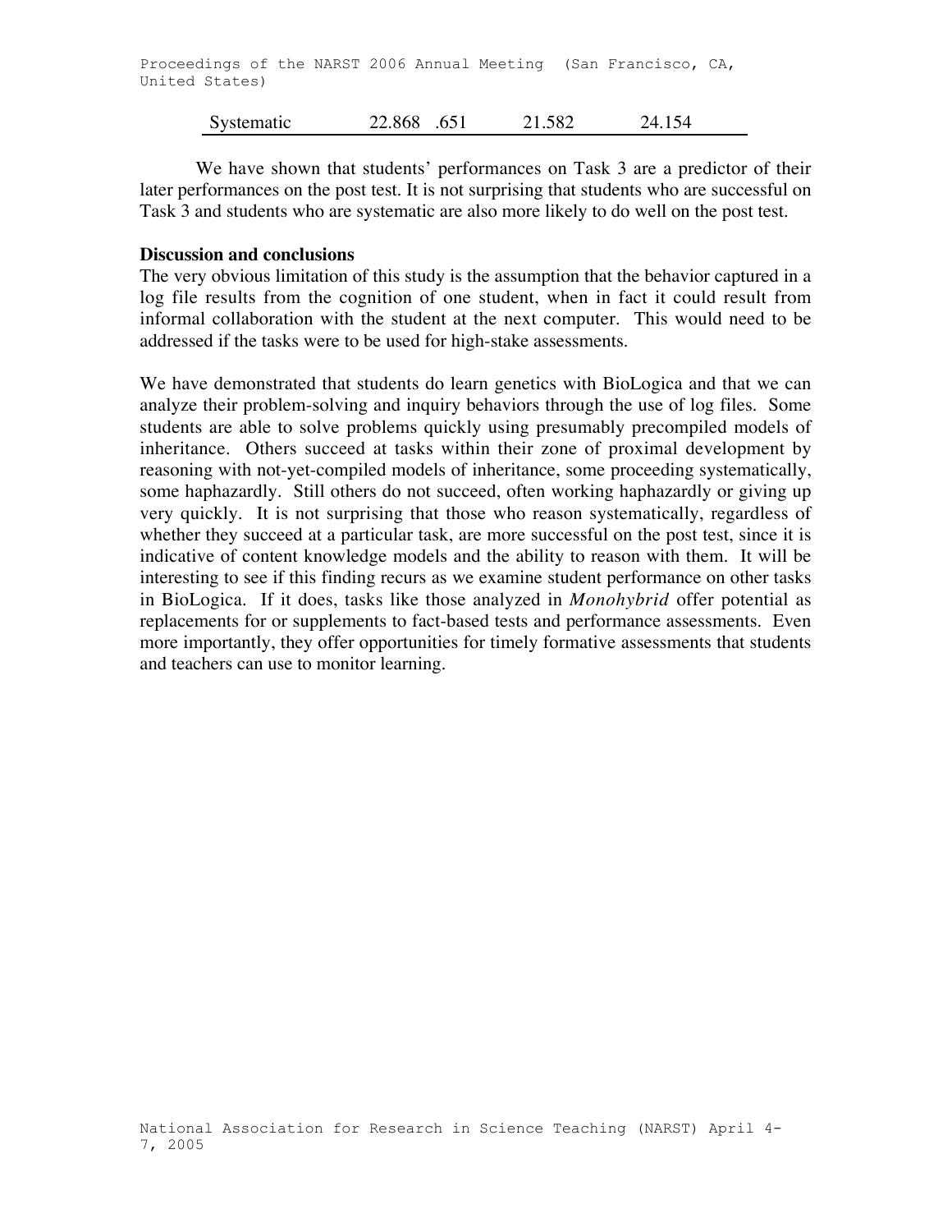| Systematic | 22.868 | .651 | 21.582 | 24.154 |
|---|---|---|---|---|

We have shown that students' performances on Task 3 are a predictor of their later performances on the post test. It is not surprising that students who are successful on Task 3 and students who are systematic are also more likely to do well on the post test.

**Discussion and conclusions**

The very obvious limitation of this study is the assumption that the behavior captured in a log file results from the cognition of one student, when in fact it could result from informal collaboration with the student at the next computer. This would need to be addressed if the tasks were to be used for high-stake assessments.

We have demonstrated that students do learn genetics with BioLogica and that we can analyze their problem-solving and inquiry behaviors through the use of log files. Some students are able to solve problems quickly using presumably precompiled models of inheritance. Others succeed at tasks within their zone of proximal development by reasoning with not-yet-compiled models of inheritance, some proceeding systematically, some haphazardly. Still others do not succeed, often working haphazardly or giving up very quickly. It is not surprising that those who reason systematically, regardless of whether they succeed at a particular task, are more successful on the post test, since it is indicative of content knowledge models and the ability to reason with them. It will be interesting to see if this finding recurs as we examine student performance on other tasks in BioLogica. If it does, tasks like those analyzed in *Monohybrid* offer potential as replacements for or supplements to fact-based tests and performance assessments. Even more importantly, they offer opportunities for timely formative assessments that students and teachers can use to monitor learning.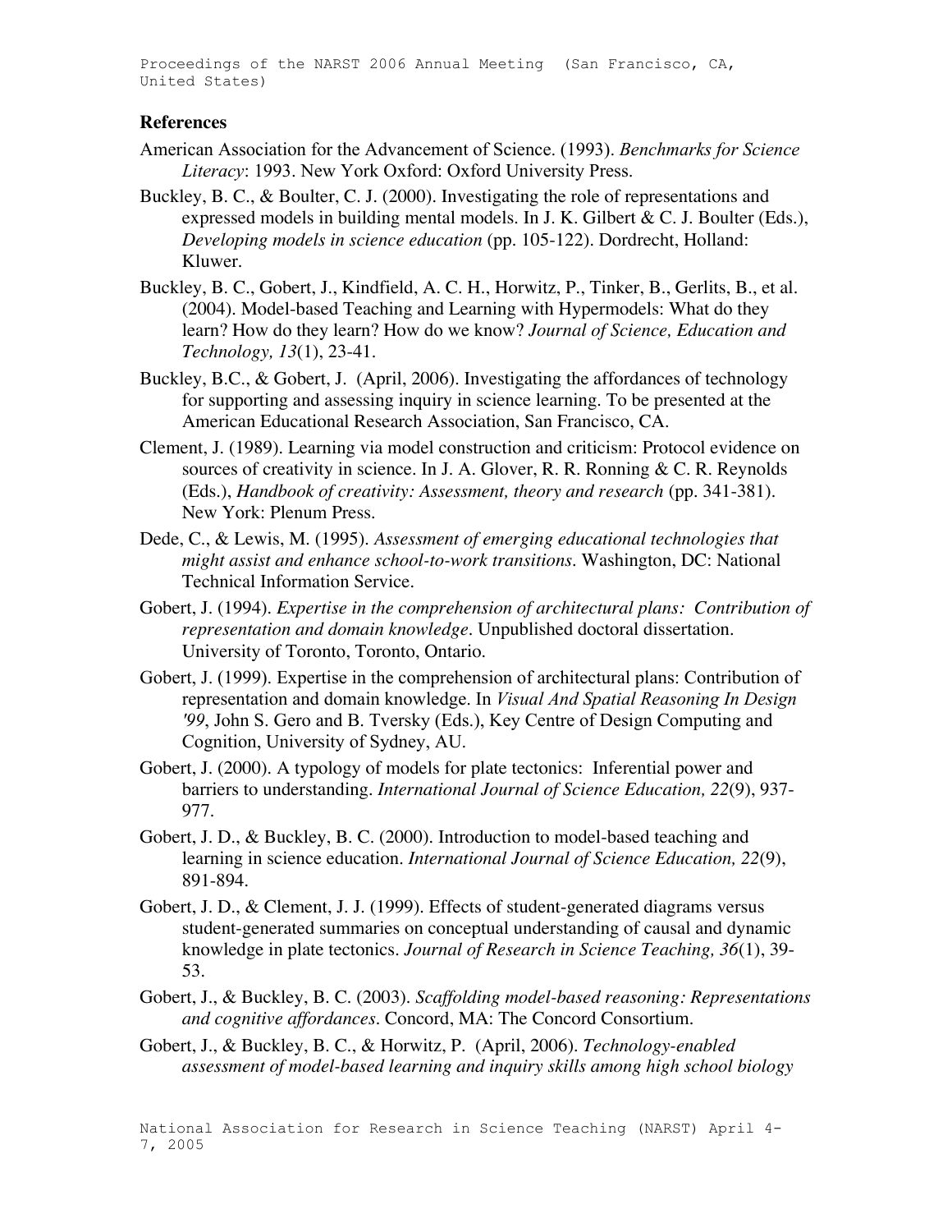## References

American Association for the Advancement of Science. (1993). *Benchmarks for Science Literacy*: 1993. New York Oxford: Oxford University Press.

Buckley, B. C., & Boulter, C. J. (2000). Investigating the role of representations and expressed models in building mental models. In J. K. Gilbert & C. J. Boulter (Eds.), *Developing models in science education* (pp. 105-122). Dordrecht, Holland: Kluwer.

Buckley, B. C., Gobert, J., Kindfield, A. C. H., Horwitz, P., Tinker, B., Gerlits, B., et al. (2004). Model-based Teaching and Learning with Hypermodels: What do they learn? How do they learn? How do we know? *Journal of Science, Education and Technology, 13*(1), 23-41.

Buckley, B.C., & Gobert, J. (April, 2006). Investigating the affordances of technology for supporting and assessing inquiry in science learning. To be presented at the American Educational Research Association, San Francisco, CA.

Clement, J. (1989). Learning via model construction and criticism: Protocol evidence on sources of creativity in science. In J. A. Glover, R. R. Ronning & C. R. Reynolds (Eds.), *Handbook of creativity: Assessment, theory and research* (pp. 341-381). New York: Plenum Press.

Dede, C., & Lewis, M. (1995). *Assessment of emerging educational technologies that might assist and enhance school-to-work transitions*. Washington, DC: National Technical Information Service.

Gobert, J. (1994). *Expertise in the comprehension of architectural plans: Contribution of representation and domain knowledge*. Unpublished doctoral dissertation. University of Toronto, Toronto, Ontario.

Gobert, J. (1999). Expertise in the comprehension of architectural plans: Contribution of representation and domain knowledge. In *Visual And Spatial Reasoning In Design '99*, John S. Gero and B. Tversky (Eds.), Key Centre of Design Computing and Cognition, University of Sydney, AU.

Gobert, J. (2000). A typology of models for plate tectonics: Inferential power and barriers to understanding. *International Journal of Science Education, 22*(9), 937-977.

Gobert, J. D., & Buckley, B. C. (2000). Introduction to model-based teaching and learning in science education. *International Journal of Science Education, 22*(9), 891-894.

Gobert, J. D., & Clement, J. J. (1999). Effects of student-generated diagrams versus student-generated summaries on conceptual understanding of causal and dynamic knowledge in plate tectonics. *Journal of Research in Science Teaching, 36*(1), 39-53.

Gobert, J., & Buckley, B. C. (2003). *Scaffolding model-based reasoning: Representations and cognitive affordances*. Concord, MA: The Concord Consortium.

Gobert, J., & Buckley, B. C., & Horwitz, P. (April, 2006). *Technology-enabled assessment of model-based learning and inquiry skills among high school biology*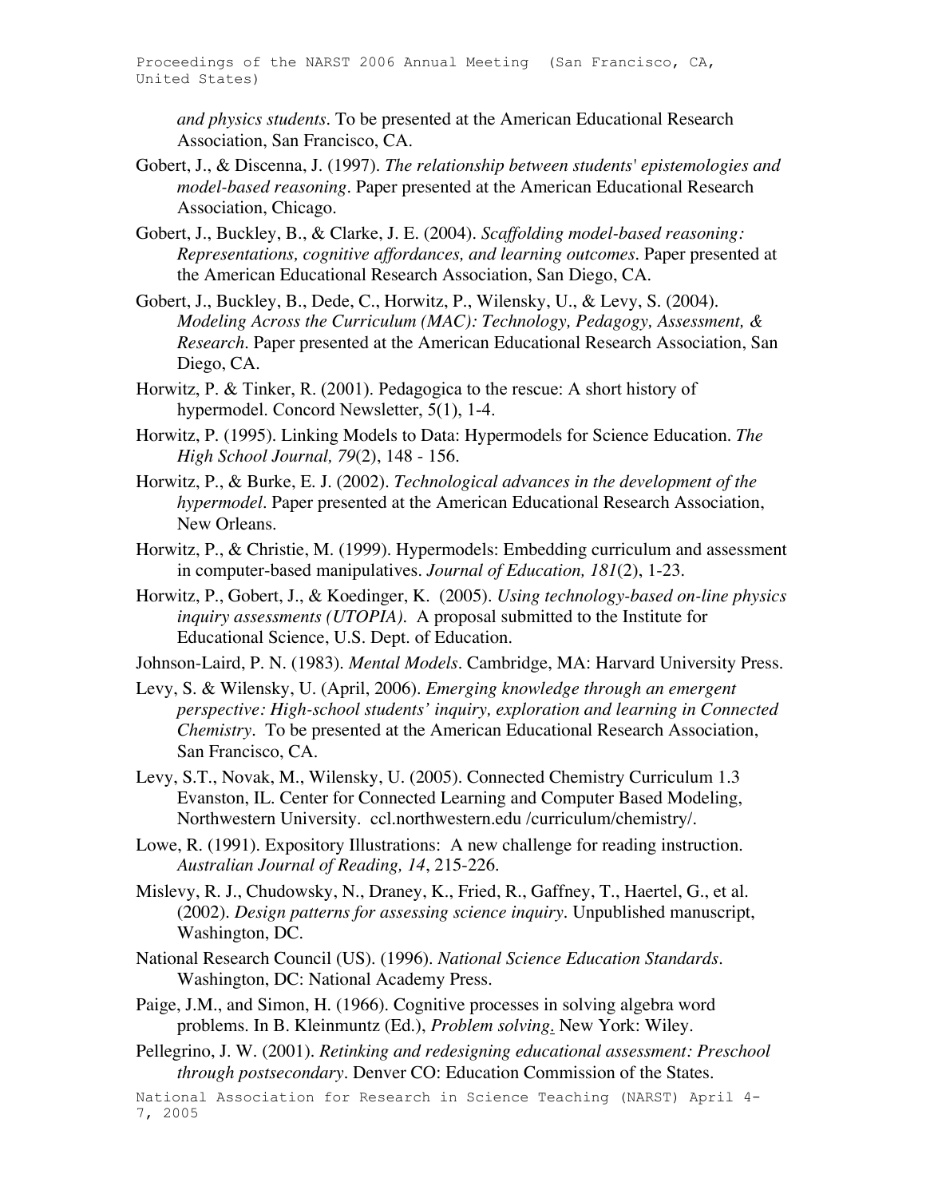*and physics students*. To be presented at the American Educational Research Association, San Francisco, CA.

Gobert, J., & Discenna, J. (1997). *The relationship between students' epistemologies and model-based reasoning*. Paper presented at the American Educational Research Association, Chicago.

Gobert, J., Buckley, B., & Clarke, J. E. (2004). *Scaffolding model-based reasoning: Representations, cognitive affordances, and learning outcomes*. Paper presented at the American Educational Research Association, San Diego, CA.

Gobert, J., Buckley, B., Dede, C., Horwitz, P., Wilensky, U., & Levy, S. (2004). *Modeling Across the Curriculum (MAC): Technology, Pedagogy, Assessment, & Research*. Paper presented at the American Educational Research Association, San Diego, CA.

Horwitz, P. & Tinker, R. (2001). Pedagogica to the rescue: A short history of hypermodel. Concord Newsletter, 5(1), 1-4.

Horwitz, P. (1995). Linking Models to Data: Hypermodels for Science Education. *The High School Journal, 79*(2), 148 - 156.

Horwitz, P., & Burke, E. J. (2002). *Technological advances in the development of the hypermodel*. Paper presented at the American Educational Research Association, New Orleans.

Horwitz, P., & Christie, M. (1999). Hypermodels: Embedding curriculum and assessment in computer-based manipulatives. *Journal of Education, 181*(2), 1-23.

Horwitz, P., Gobert, J., & Koedinger, K. (2005). *Using technology-based on-line physics inquiry assessments (UTOPIA)*. A proposal submitted to the Institute for Educational Science, U.S. Dept. of Education.

Johnson-Laird, P. N. (1983). *Mental Models*. Cambridge, MA: Harvard University Press.

Levy, S. & Wilensky, U. (April, 2006). *Emerging knowledge through an emergent perspective: High-school students' inquiry, exploration and learning in Connected Chemistry*. To be presented at the American Educational Research Association, San Francisco, CA.

Levy, S.T., Novak, M., Wilensky, U. (2005). Connected Chemistry Curriculum 1.3 Evanston, IL. Center for Connected Learning and Computer Based Modeling, Northwestern University. ccl.northwestern.edu /curriculum/chemistry/.

Lowe, R. (1991). Expository Illustrations: A new challenge for reading instruction. *Australian Journal of Reading, 14*, 215-226.

Mislevy, R. J., Chudowsky, N., Draney, K., Fried, R., Gaffney, T., Haertel, G., et al. (2002). *Design patterns for assessing science inquiry*. Unpublished manuscript, Washington, DC.

National Research Council (US). (1996). *National Science Education Standards*. Washington, DC: National Academy Press.

Paige, J.M., and Simon, H. (1966). Cognitive processes in solving algebra word problems. In B. Kleinmuntz (Ed.), *Problem solving*. New York: Wiley.

Pellegrino, J. W. (2001). *Retinking and redesigning educational assessment: Preschool through postsecondary*. Denver CO: Education Commission of the States.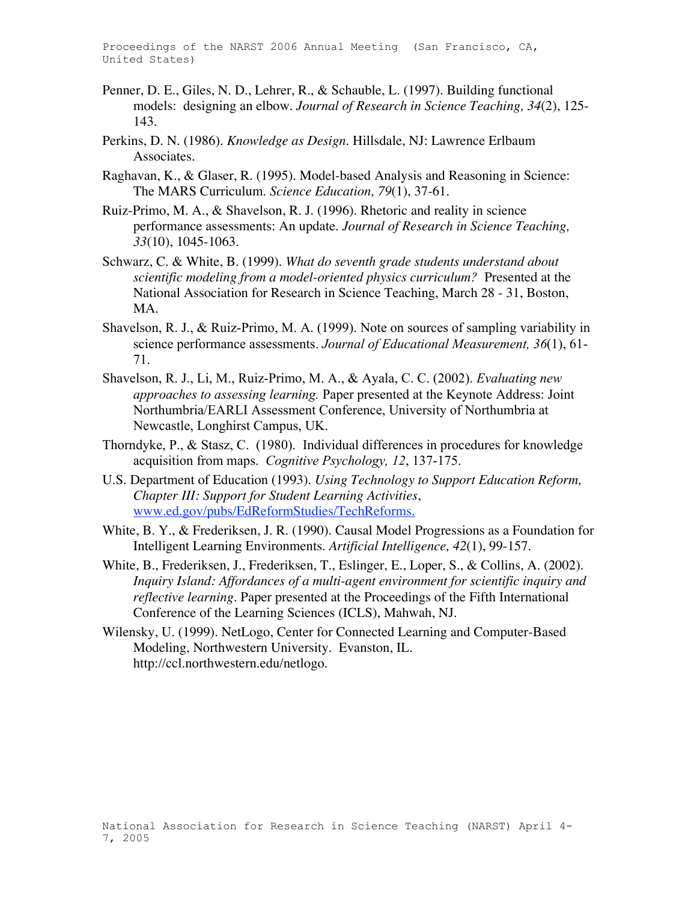Penner, D. E., Giles, N. D., Lehrer, R., & Schauble, L. (1997). Building functional models: designing an elbow. *Journal of Research in Science Teaching, 34*(2), 125-143.

Perkins, D. N. (1986). *Knowledge as Design*. Hillsdale, NJ: Lawrence Erlbaum Associates.

Raghavan, K., & Glaser, R. (1995). Model-based Analysis and Reasoning in Science: The MARS Curriculum. *Science Education, 79*(1), 37-61.

Ruiz-Primo, M. A., & Shavelson, R. J. (1996). Rhetoric and reality in science performance assessments: An update. *Journal of Research in Science Teaching, 33*(10), 1045-1063.

Schwarz, C. & White, B. (1999). *What do seventh grade students understand about scientific modeling from a model-oriented physics curriculum?* Presented at the National Association for Research in Science Teaching, March 28 - 31, Boston, MA.

Shavelson, R. J., & Ruiz-Primo, M. A. (1999). Note on sources of sampling variability in science performance assessments. *Journal of Educational Measurement, 36*(1), 61-71.

Shavelson, R. J., Li, M., Ruiz-Primo, M. A., & Ayala, C. C. (2002). *Evaluating new approaches to assessing learning.* Paper presented at the Keynote Address: Joint Northumbria/EARLI Assessment Conference, University of Northumbria at Newcastle, Longhirst Campus, UK.

Thorndyke, P., & Stasz, C. (1980). Individual differences in procedures for knowledge acquisition from maps. *Cognitive Psychology, 12*, 137-175.

U.S. Department of Education (1993). *Using Technology to Support Education Reform, Chapter III: Support for Student Learning Activities*, www.ed.gov/pubs/EdReformStudies/TechReforms.

White, B. Y., & Frederiksen, J. R. (1990). Causal Model Progressions as a Foundation for Intelligent Learning Environments. *Artificial Intelligence, 42*(1), 99-157.

White, B., Frederiksen, J., Frederiksen, T., Eslinger, E., Loper, S., & Collins, A. (2002). *Inquiry Island: Affordances of a multi-agent environment for scientific inquiry and reflective learning*. Paper presented at the Proceedings of the Fifth International Conference of the Learning Sciences (ICLS), Mahwah, NJ.

Wilensky, U. (1999). NetLogo, Center for Connected Learning and Computer-Based Modeling, Northwestern University. Evanston, IL. http://ccl.northwestern.edu/netlogo.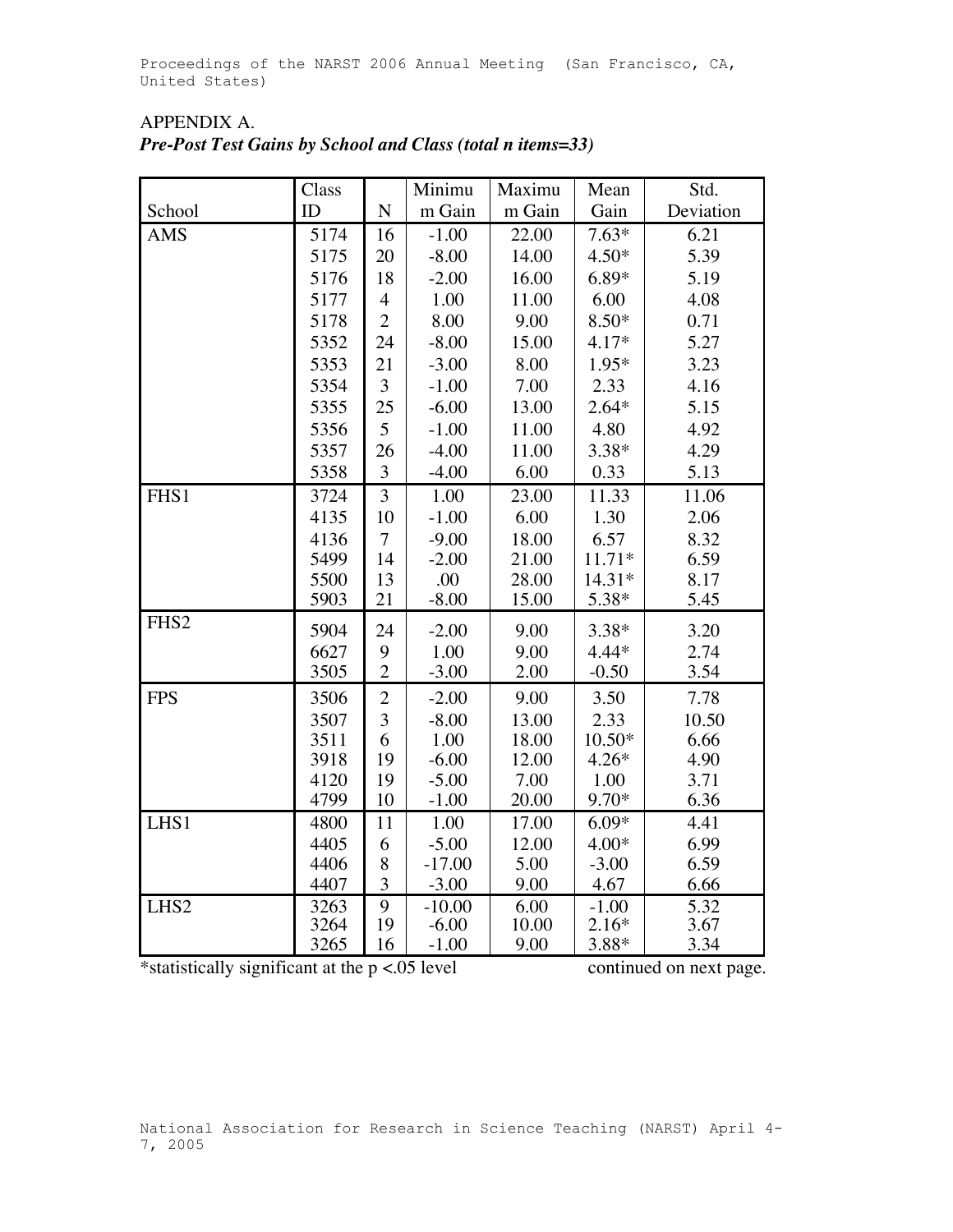APPENDIX A.

***Pre-Post Test Gains by School and Class (total n items=33)***

| School | Class ID | N | Minimum Gain | Maximum Gain | Mean Gain | Std. Deviation |
|---|---|---|---|---|---|---|
| AMS | 5174 | 16 | -1.00 | 22.00 | 7.63* | 6.21 |
| | 5175 | 20 | -8.00 | 14.00 | 4.50* | 5.39 |
| | 5176 | 18 | -2.00 | 16.00 | 6.89* | 5.19 |
| | 5177 | 4 | 1.00 | 11.00 | 6.00 | 4.08 |
| | 5178 | 2 | 8.00 | 9.00 | 8.50* | 0.71 |
| | 5352 | 24 | -8.00 | 15.00 | 4.17* | 5.27 |
| | 5353 | 21 | -3.00 | 8.00 | 1.95* | 3.23 |
| | 5354 | 3 | -1.00 | 7.00 | 2.33 | 4.16 |
| | 5355 | 25 | -6.00 | 13.00 | 2.64* | 5.15 |
| | 5356 | 5 | -1.00 | 11.00 | 4.80 | 4.92 |
| | 5357 | 26 | -4.00 | 11.00 | 3.38* | 4.29 |
| | 5358 | 3 | -4.00 | 6.00 | 0.33 | 5.13 |
| FHS1 | 3724 | 3 | 1.00 | 23.00 | 11.33 | 11.06 |
| | 4135 | 10 | -1.00 | 6.00 | 1.30 | 2.06 |
| | 4136 | 7 | -9.00 | 18.00 | 6.57 | 8.32 |
| | 5499 | 14 | -2.00 | 21.00 | 11.71* | 6.59 |
| | 5500 | 13 | .00 | 28.00 | 14.31* | 8.17 |
| | 5903 | 21 | -8.00 | 15.00 | 5.38* | 5.45 |
| FHS2 | 5904 | 24 | -2.00 | 9.00 | 3.38* | 3.20 |
| | 6627 | 9 | 1.00 | 9.00 | 4.44* | 2.74 |
| | 3505 | 2 | -3.00 | 2.00 | -0.50 | 3.54 |
| FPS | 3506 | 2 | -2.00 | 9.00 | 3.50 | 7.78 |
| | 3507 | 3 | -8.00 | 13.00 | 2.33 | 10.50 |
| | 3511 | 6 | 1.00 | 18.00 | 10.50* | 6.66 |
| | 3918 | 19 | -6.00 | 12.00 | 4.26* | 4.90 |
| | 4120 | 19 | -5.00 | 7.00 | 1.00 | 3.71 |
| | 4799 | 10 | -1.00 | 20.00 | 9.70* | 6.36 |
| LHS1 | 4800 | 11 | 1.00 | 17.00 | 6.09* | 4.41 |
| | 4405 | 6 | -5.00 | 12.00 | 4.00* | 6.99 |
| | 4406 | 8 | -17.00 | 5.00 | -3.00 | 6.59 |
| | 4407 | 3 | -3.00 | 9.00 | 4.67 | 6.66 |
| LHS2 | 3263 | 9 | -10.00 | 6.00 | -1.00 | 5.32 |
| | 3264 | 19 | -6.00 | 10.00 | 2.16* | 3.67 |
| | 3265 | 16 | -1.00 | 9.00 | 3.88* | 3.34 |

*statistically significant at the $p < .05$ level continued on next page.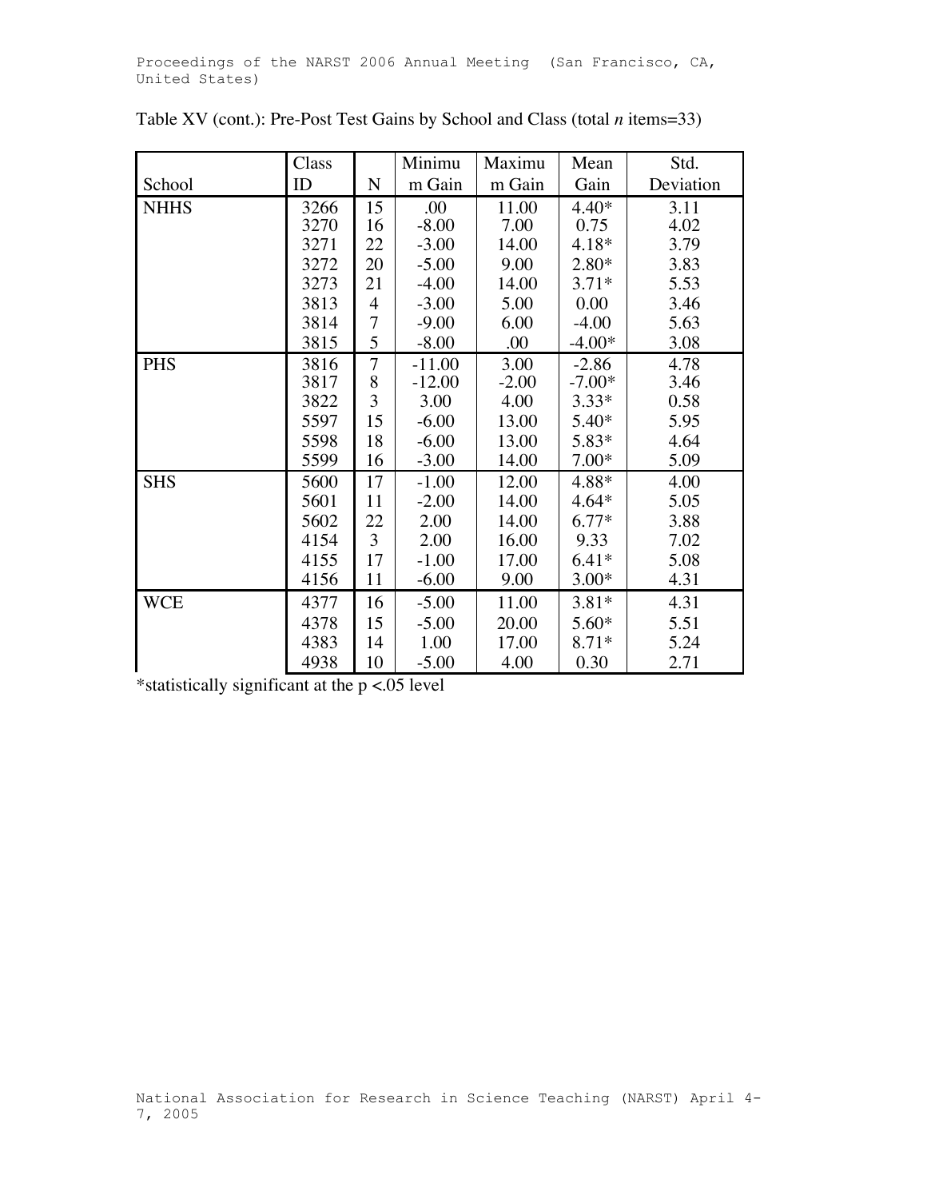Table XV (cont.): Pre-Post Test Gains by School and Class (total *n* items=33)

| School | Class ID | N | Minimum Gain | Maximum Gain | Mean Gain | Std. Deviation |
|---|---|---|---|---|---|---|
| NHHS | 3266 | 15 | .00 | 11.00 | 4.40* | 3.11 |
| | 3270 | 16 | -8.00 | 7.00 | 0.75 | 4.02 |
| | 3271 | 22 | -3.00 | 14.00 | 4.18* | 3.79 |
| | 3272 | 20 | -5.00 | 9.00 | 2.80* | 3.83 |
| | 3273 | 21 | -4.00 | 14.00 | 3.71* | 5.53 |
| | 3813 | 4 | -3.00 | 5.00 | 0.00 | 3.46 |
| | 3814 | 7 | -9.00 | 6.00 | -4.00 | 5.63 |
| | 3815 | 5 | -8.00 | .00 | -4.00* | 3.08 |
| PHS | 3816 | 7 | -11.00 | 3.00 | -2.86 | 4.78 |
| | 3817 | 8 | -12.00 | -2.00 | -7.00* | 3.46 |
| | 3822 | 3 | 3.00 | 4.00 | 3.33* | 0.58 |
| | 5597 | 15 | -6.00 | 13.00 | 5.40* | 5.95 |
| | 5598 | 18 | -6.00 | 13.00 | 5.83* | 4.64 |
| | 5599 | 16 | -3.00 | 14.00 | 7.00* | 5.09 |
| SHS | 5600 | 17 | -1.00 | 12.00 | 4.88* | 4.00 |
| | 5601 | 11 | -2.00 | 14.00 | 4.64* | 5.05 |
| | 5602 | 22 | 2.00 | 14.00 | 6.77* | 3.88 |
| | 4154 | 3 | 2.00 | 16.00 | 9.33 | 7.02 |
| | 4155 | 17 | -1.00 | 17.00 | 6.41* | 5.08 |
| | 4156 | 11 | -6.00 | 9.00 | 3.00* | 4.31 |
| WCE | 4377 | 16 | -5.00 | 11.00 | 3.81* | 4.31 |
| | 4378 | 15 | -5.00 | 20.00 | 5.60* | 5.51 |
| | 4383 | 14 | 1.00 | 17.00 | 8.71* | 5.24 |
| | 4938 | 10 | -5.00 | 4.00 | 0.30 | 2.71 |

*statistically significant at the $p < .05$ level